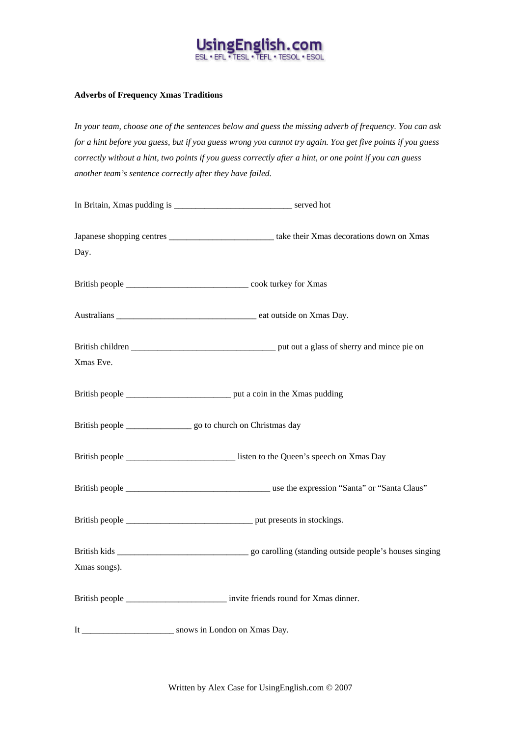**Adverbs of Frequency Xmas Traditions**

*In your team, choose one of the sentences below and guess the missing adverb of frequency. You can ask for a hint before you guess, but if you guess wrong you cannot try again. You get five points if you guess correctly without a hint, two points if you guess correctly after a hint, or one point if you can guess another team's sentence correctly after they have failed.*

In Britain, Xmas pudding is __________________________ served hot

Japanese shopping centres _______________________ take their Xmas decorations down on Xmas Day.

British people ___________________________ cook turkey for Xmas

Australians _______________________________ eat outside on Xmas Day.

British children ________________________________ put out a glass of sherry and mince pie on Xmas Eve.

British people _______________________ put a coin in the Xmas pudding

British people ______________ go to church on Christmas day

British people ________________________ listen to the Queen's speech on Xmas Day

British people ________________________________ use the expression "Santa" or "Santa Claus"

British people ____________________________ put presents in stockings.

British kids _____________________________ go carolling (standing outside people's houses singing Xmas songs).

British people ______________________ invite friends round for Xmas dinner.

It ____________________ snows in London on Xmas Day.

Written by Alex Case for UsingEnglish.com © 2007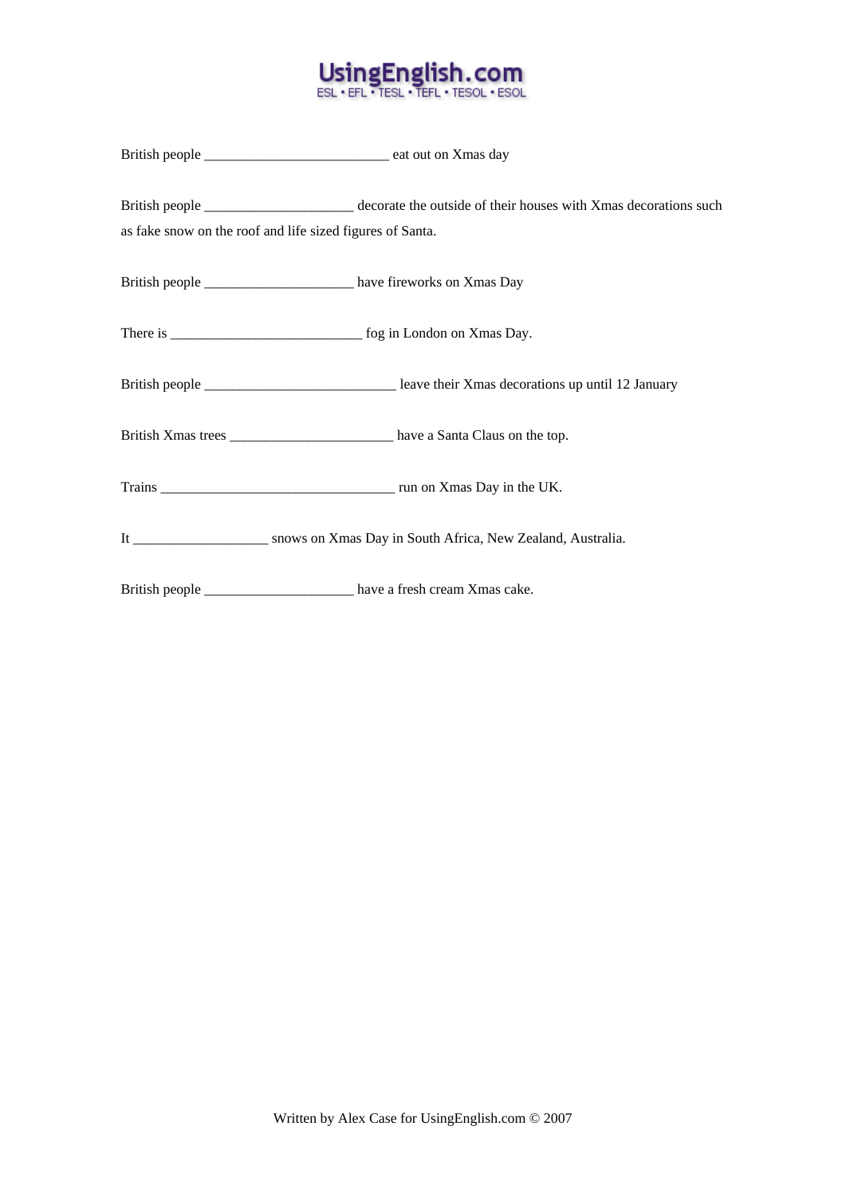British people ___________________________ eat out on Xmas day

British people _____________________ decorate the outside of their houses with Xmas decorations such as fake snow on the roof and life sized figures of Santa.

British people _____________________ have fireworks on Xmas Day

There is ____________________________ fog in London on Xmas Day.

British people ____________________________ leave their Xmas decorations up until 12 January

British Xmas trees ________________________ have a Santa Claus on the top.

Trains __________________________________ run on Xmas Day in the UK.

It ___________________ snows on Xmas Day in South Africa, New Zealand, Australia.

British people _____________________ have a fresh cream Xmas cake.

Written by Alex Case for UsingEnglish.com © 2007